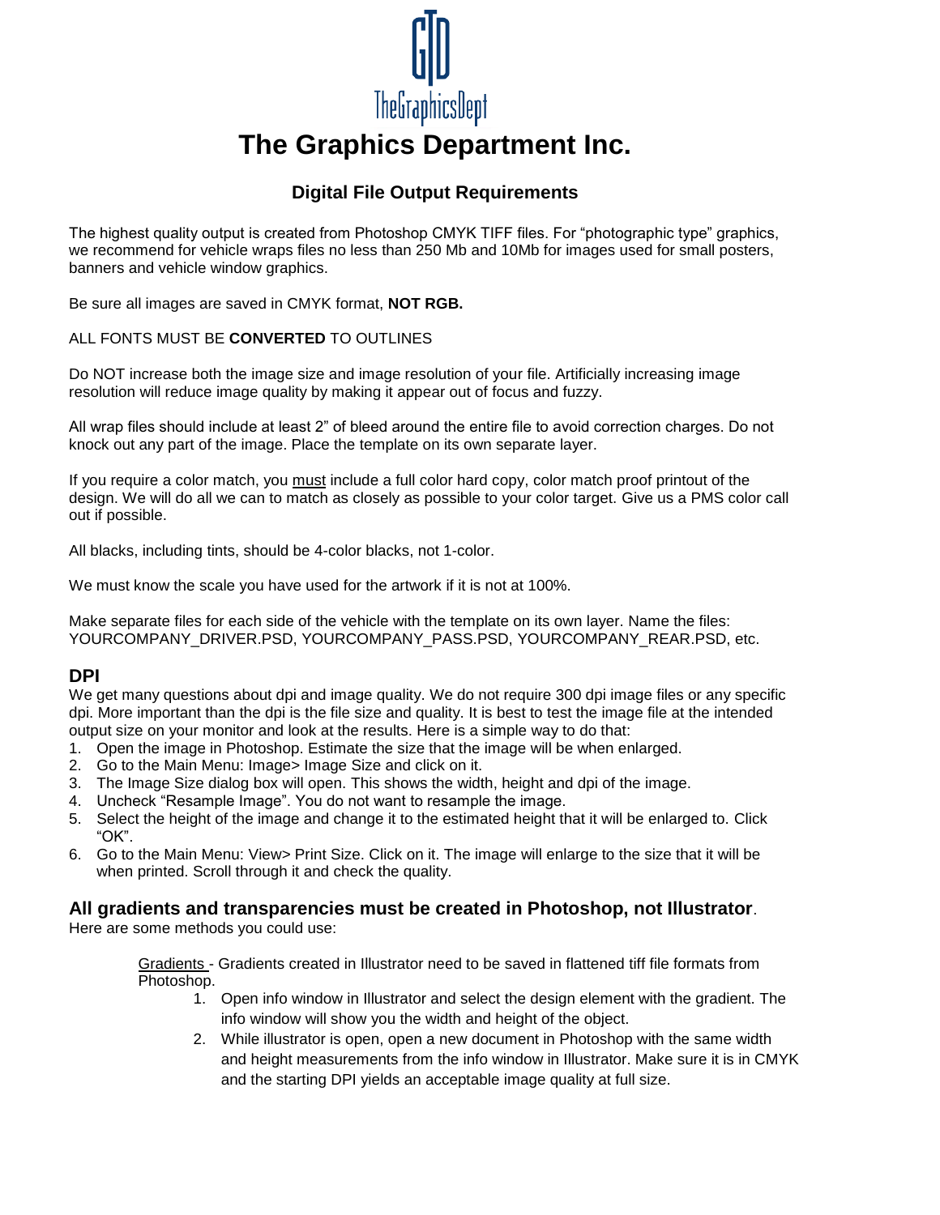GTD
TheGraphicsDept

# The Graphics Department Inc.

## Digital File Output Requirements

The highest quality output is created from Photoshop CMYK TIFF files. For "photographic type" graphics, we recommend for vehicle wraps files no less than 250 Mb and 10Mb for images used for small posters, banners and vehicle window graphics.

Be sure all images are saved in CMYK format, **NOT RGB.**

ALL FONTS MUST BE **CONVERTED** TO OUTLINES

Do NOT increase both the image size and image resolution of your file. Artificially increasing image resolution will reduce image quality by making it appear out of focus and fuzzy.

All wrap files should include at least 2" of bleed around the entire file to avoid correction charges. Do not knock out any part of the image. Place the template on its own separate layer.

If you require a color match, you <u>must</u> include a full color hard copy, color match proof printout of the design. We will do all we can to match as closely as possible to your color target. Give us a PMS color call out if possible.

All blacks, including tints, should be 4-color blacks, not 1-color.

We must know the scale you have used for the artwork if it is not at 100%.

Make separate files for each side of the vehicle with the template on its own layer. Name the files: YOURCOMPANY_DRIVER.PSD, YOURCOMPANY_PASS.PSD, YOURCOMPANY_REAR.PSD, etc.

### DPI

We get many questions about dpi and image quality. We do not require 300 dpi image files or any specific dpi. More important than the dpi is the file size and quality. It is best to test the image file at the intended output size on your monitor and look at the results. Here is a simple way to do that:

1. Open the image in Photoshop. Estimate the size that the image will be when enlarged.
2. Go to the Main Menu: Image> Image Size and click on it.
3. The Image Size dialog box will open. This shows the width, height and dpi of the image.
4. Uncheck "Resample Image". You do not want to resample the image.
5. Select the height of the image and change it to the estimated height that it will be enlarged to. Click "OK".
6. Go to the Main Menu: View> Print Size. Click on it. The image will enlarge to the size that it will be when printed. Scroll through it and check the quality.

### All gradients and transparencies must be created in Photoshop, not Illustrator.

Here are some methods you could use:

<u>Gradients</u> - Gradients created in Illustrator need to be saved in flattened tiff file formats from Photoshop.

1. Open info window in Illustrator and select the design element with the gradient. The info window will show you the width and height of the object.
2. While illustrator is open, open a new document in Photoshop with the same width and height measurements from the info window in Illustrator. Make sure it is in CMYK and the starting DPI yields an acceptable image quality at full size.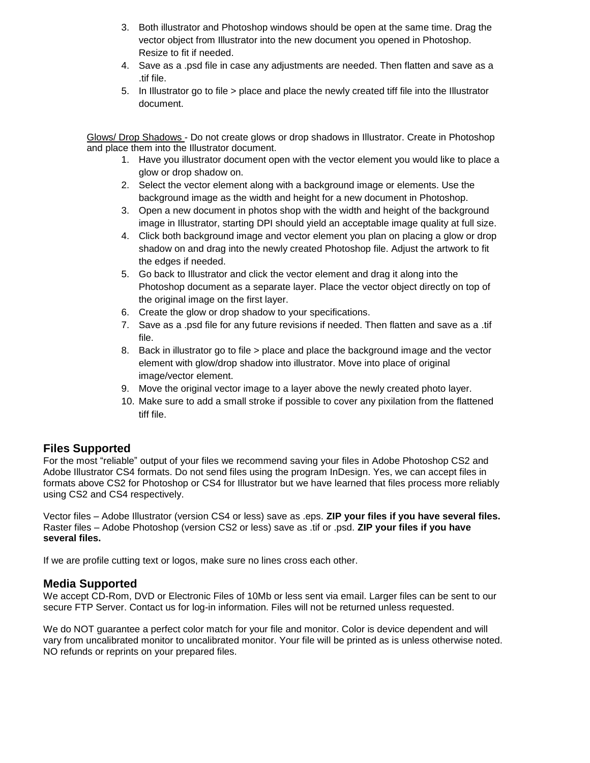3. Both illustrator and Photoshop windows should be open at the same time. Drag the vector object from Illustrator into the new document you opened in Photoshop. Resize to fit if needed.
4. Save as a .psd file in case any adjustments are needed. Then flatten and save as a .tif file.
5. In Illustrator go to file > place and place the newly created tiff file into the Illustrator document.

Glows/ Drop Shadows - Do not create glows or drop shadows in Illustrator. Create in Photoshop and place them into the Illustrator document.

1. Have you illustrator document open with the vector element you would like to place a glow or drop shadow on.
2. Select the vector element along with a background image or elements. Use the background image as the width and height for a new document in Photoshop.
3. Open a new document in photos shop with the width and height of the background image in Illustrator, starting DPI should yield an acceptable image quality at full size.
4. Click both background image and vector element you plan on placing a glow or drop shadow on and drag into the newly created Photoshop file. Adjust the artwork to fit the edges if needed.
5. Go back to Illustrator and click the vector element and drag it along into the Photoshop document as a separate layer. Place the vector object directly on top of the original image on the first layer.
6. Create the glow or drop shadow to your specifications.
7. Save as a .psd file for any future revisions if needed. Then flatten and save as a .tif file.
8. Back in illustrator go to file > place and place the background image and the vector element with glow/drop shadow into illustrator. Move into place of original image/vector element.
9. Move the original vector image to a layer above the newly created photo layer.
10. Make sure to add a small stroke if possible to cover any pixilation from the flattened tiff file.

## Files Supported

For the most "reliable" output of your files we recommend saving your files in Adobe Photoshop CS2 and Adobe Illustrator CS4 formats. Do not send files using the program InDesign. Yes, we can accept files in formats above CS2 for Photoshop or CS4 for Illustrator but we have learned that files process more reliably using CS2 and CS4 respectively.

Vector files – Adobe Illustrator (version CS4 or less) save as .eps. **ZIP your files if you have several files.**
Raster files – Adobe Photoshop (version CS2 or less) save as .tif or .psd. **ZIP your files if you have several files.**

If we are profile cutting text or logos, make sure no lines cross each other.

## Media Supported

We accept CD-Rom, DVD or Electronic Files of 10Mb or less sent via email. Larger files can be sent to our secure FTP Server. Contact us for log-in information. Files will not be returned unless requested.

We do NOT guarantee a perfect color match for your file and monitor. Color is device dependent and will vary from uncalibrated monitor to uncalibrated monitor. Your file will be printed as is unless otherwise noted. NO refunds or reprints on your prepared files.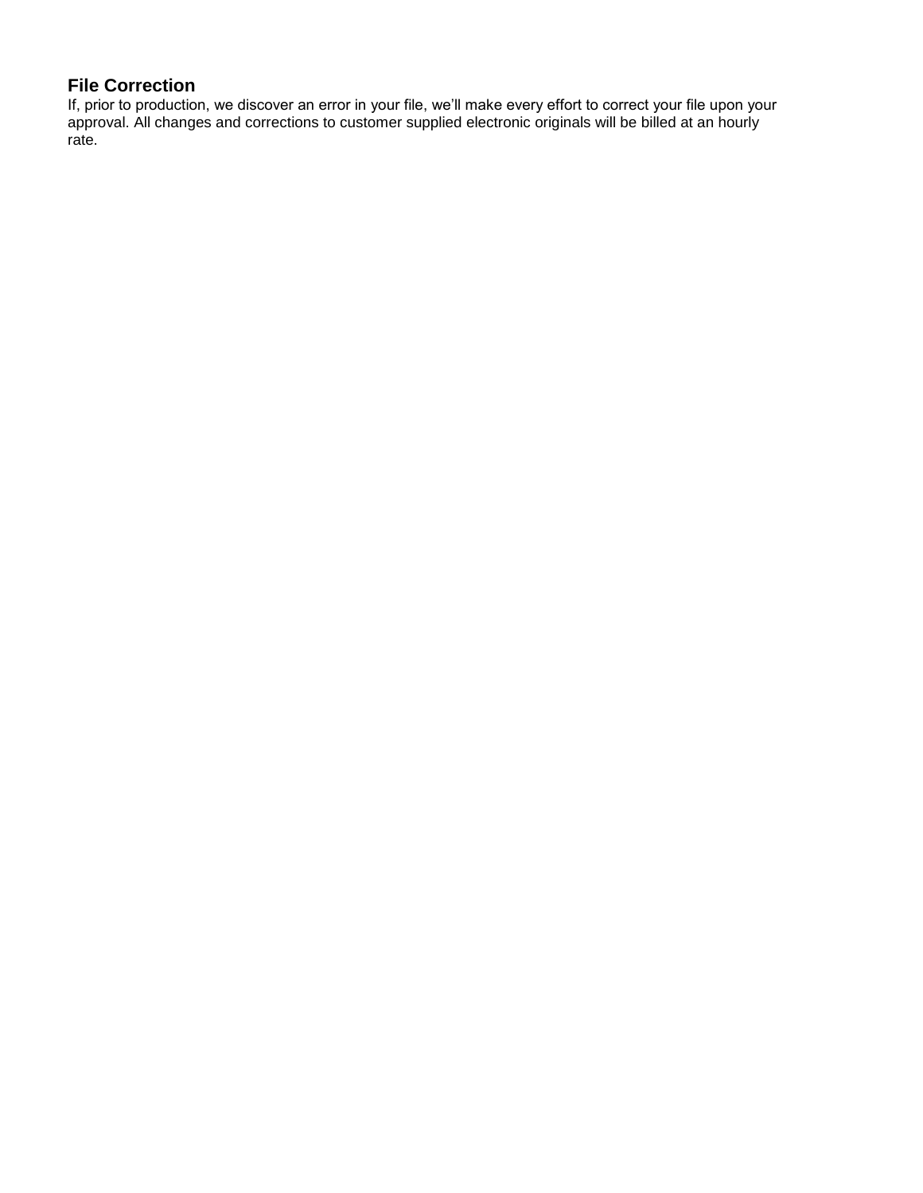## File Correction

If, prior to production, we discover an error in your file, we'll make every effort to correct your file upon your approval. All changes and corrections to customer supplied electronic originals will be billed at an hourly rate.